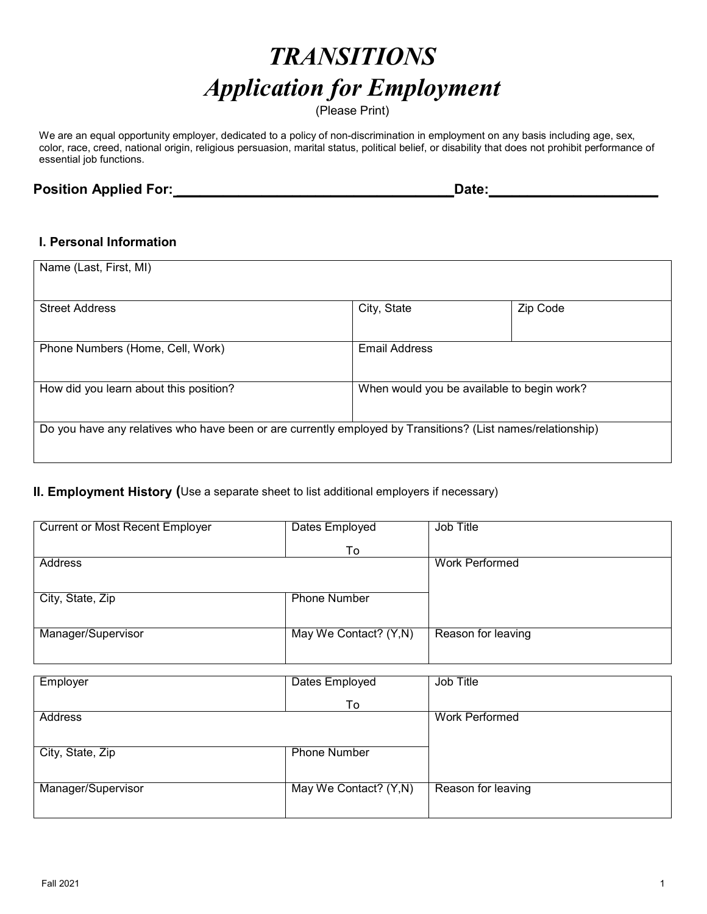# *TRANSITIONS*
# *Application for Employment*

(Please Print)

We are an equal opportunity employer, dedicated to a policy of non-discrimination in employment on any basis including age, sex, color, race, creed, national origin, religious persuasion, marital status, political belief, or disability that does not prohibit performance of essential job functions.

**Position Applied For:**\_\_\_\_\_\_\_\_\_\_\_\_\_\_\_\_\_\_\_\_\_\_\_\_\_\_\_\_\_\_\_\_\_\_\_\_**Date:**\_\_\_\_\_\_\_\_\_\_\_\_\_\_\_\_\_\_\_\_\_\_

### I. Personal Information

| | | |
|---|---|---|
| Name (Last, First, MI) | | |
| Street Address | City, State | Zip Code |
| Phone Numbers (Home, Cell, Work) | Email Address | |
| How did you learn about this position? | When would you be available to begin work? | |
| Do you have any relatives who have been or are currently employed by Transitions? (List names/relationship) | | |

### II. Employment History (Use a separate sheet to list additional employers if necessary)

| | | |
|---|---|---|
| Current or Most Recent Employer | Dates Employed<br>To | Job Title |
| Address | | Work Performed |
| City, State, Zip | Phone Number | |
| Manager/Supervisor | May We Contact? (Y,N) | Reason for leaving |

| | | |
|---|---|---|
| Employer | Dates Employed<br>To | Job Title |
| Address | | Work Performed |
| City, State, Zip | Phone Number | |
| Manager/Supervisor | May We Contact? (Y,N) | Reason for leaving |

Fall 2021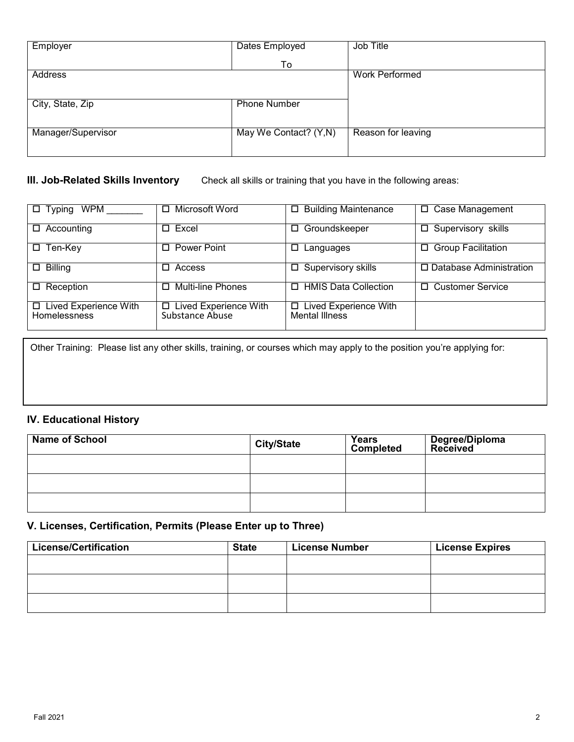| Employer | Dates Employed<br>To | Job Title |
|---|---|---|
| Address | | Work Performed |
| City, State, Zip | Phone Number | |
| Manager/Supervisor | May We Contact? (Y,N) | Reason for leaving |

**III. Job-Related Skills Inventory** Check all skills or training that you have in the following areas:

| | | | |
|---|---|---|---|
| ☐ Typing WPM _______ | ☐ Microsoft Word | ☐ Building Maintenance | ☐ Case Management |
| ☐ Accounting | ☐ Excel | ☐ Groundskeeper | ☐ Supervisory skills |
| ☐ Ten-Key | ☐ Power Point | ☐ Languages | ☐ Group Facilitation |
| ☐ Billing | ☐ Access | ☐ Supervisory skills | ☐ Database Administration |
| ☐ Reception | ☐ Multi-line Phones | ☐ HMIS Data Collection | ☐ Customer Service |
| ☐ Lived Experience With Homelessness | ☐ Lived Experience With Substance Abuse | ☐ Lived Experience With Mental Illness | |

Other Training: Please list any other skills, training, or courses which may apply to the position you're applying for:

## IV. Educational History

| Name of School | City/State | Years Completed | Degree/Diploma Received |
|---|---|---|---|
| | | | |
| | | | |
| | | | |

## V. Licenses, Certification, Permits (Please Enter up to Three)

| License/Certification | State | License Number | License Expires |
|---|---|---|---|
| | | | |
| | | | |
| | | | |

Fall 2021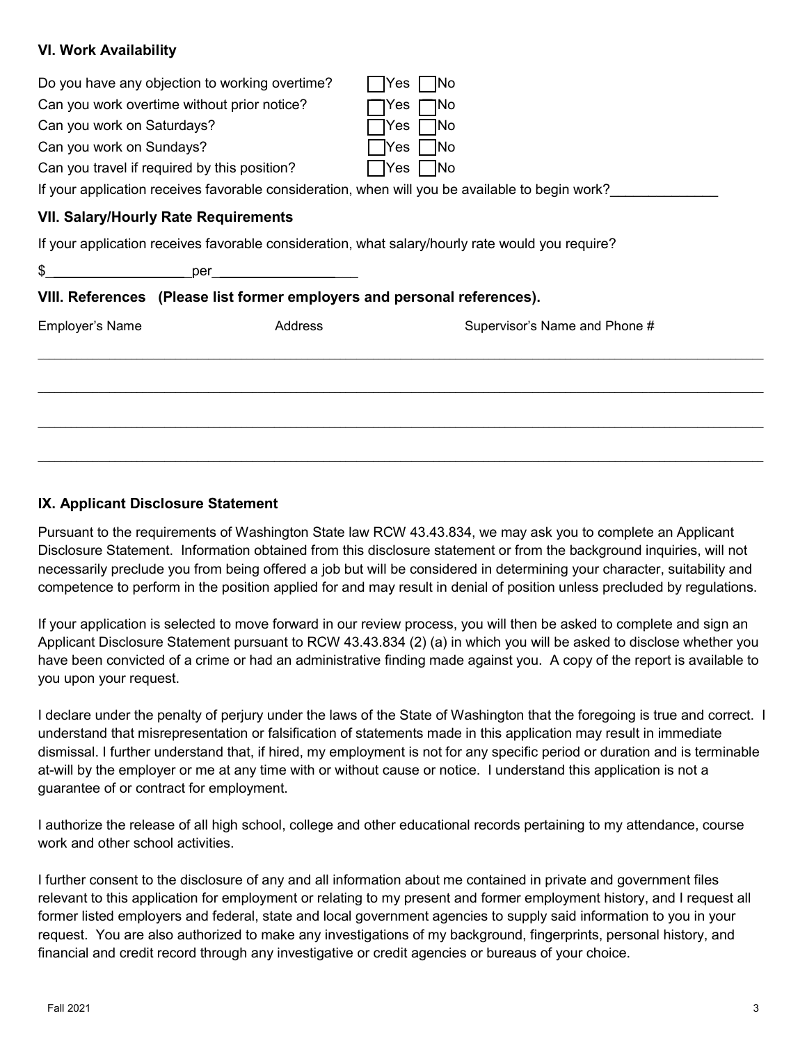## VI. Work Availability

Do you have any objection to working overtime? ☐ Yes ☐ No

Can you work overtime without prior notice? ☐ Yes ☐ No

Can you work on Saturdays? ☐ Yes ☐ No

Can you work on Sundays? ☐ Yes ☐ No

Can you travel if required by this position? ☐ Yes ☐ No

If your application receives favorable consideration, when will you be available to begin work?______________

## VII. Salary/Hourly Rate Requirements

If your application receives favorable consideration, what salary/hourly rate would you require?

$__________________per___________________

## VIII. References (Please list former employers and personal references).

| Employer's Name | Address | Supervisor's Name and Phone # |
|---|---|---|
| | | |
| | | |
| | | |
| | | |

## IX. Applicant Disclosure Statement

Pursuant to the requirements of Washington State law RCW 43.43.834, we may ask you to complete an Applicant Disclosure Statement. Information obtained from this disclosure statement or from the background inquiries, will not necessarily preclude you from being offered a job but will be considered in determining your character, suitability and competence to perform in the position applied for and may result in denial of position unless precluded by regulations.

If your application is selected to move forward in our review process, you will then be asked to complete and sign an Applicant Disclosure Statement pursuant to RCW 43.43.834 (2) (a) in which you will be asked to disclose whether you have been convicted of a crime or had an administrative finding made against you. A copy of the report is available to you upon your request.

I declare under the penalty of perjury under the laws of the State of Washington that the foregoing is true and correct. I understand that misrepresentation or falsification of statements made in this application may result in immediate dismissal. I further understand that, if hired, my employment is not for any specific period or duration and is terminable at-will by the employer or me at any time with or without cause or notice. I understand this application is not a guarantee of or contract for employment.

I authorize the release of all high school, college and other educational records pertaining to my attendance, course work and other school activities.

I further consent to the disclosure of any and all information about me contained in private and government files relevant to this application for employment or relating to my present and former employment history, and I request all former listed employers and federal, state and local government agencies to supply said information to you in your request. You are also authorized to make any investigations of my background, fingerprints, personal history, and financial and credit record through any investigative or credit agencies or bureaus of your choice.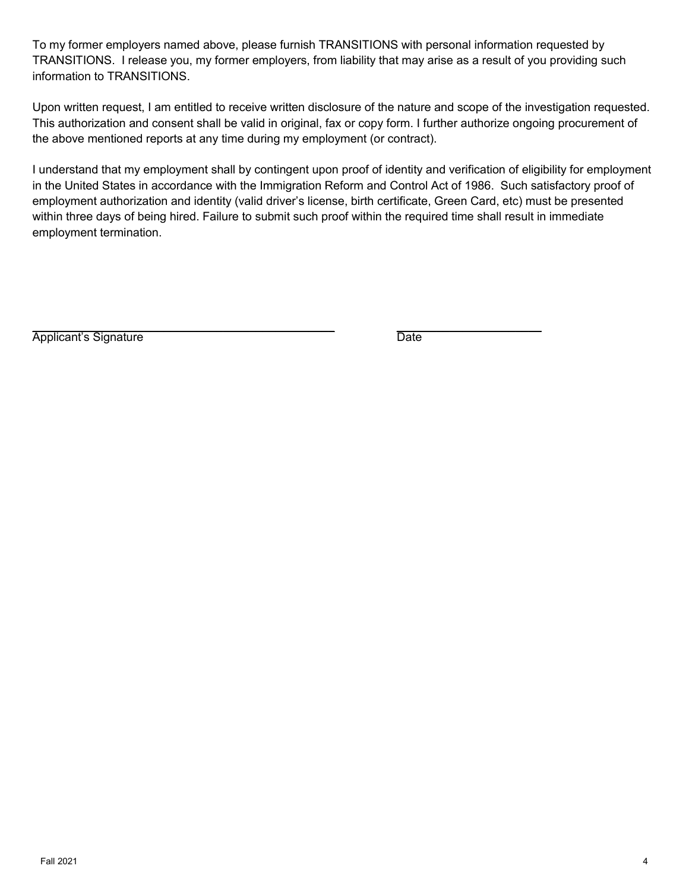To my former employers named above, please furnish TRANSITIONS with personal information requested by TRANSITIONS. I release you, my former employers, from liability that may arise as a result of you providing such information to TRANSITIONS.

Upon written request, I am entitled to receive written disclosure of the nature and scope of the investigation requested. This authorization and consent shall be valid in original, fax or copy form. I further authorize ongoing procurement of the above mentioned reports at any time during my employment (or contract).

I understand that my employment shall by contingent upon proof of identity and verification of eligibility for employment in the United States in accordance with the Immigration Reform and Control Act of 1986. Such satisfactory proof of employment authorization and identity (valid driver's license, birth certificate, Green Card, etc) must be presented within three days of being hired. Failure to submit such proof within the required time shall result in immediate employment termination.

\_\_\_\_\_\_\_\_\_\_\_\_\_\_\_\_\_\_\_\_\_\_\_\_\_\_\_\_\_\_\_\_\_\_\_\_\_\_\_\_ \_\_\_\_\_\_\_\_\_\_\_\_\_\_\_\_\_\_\_\_

Applicant's Signature Date

Fall 2021